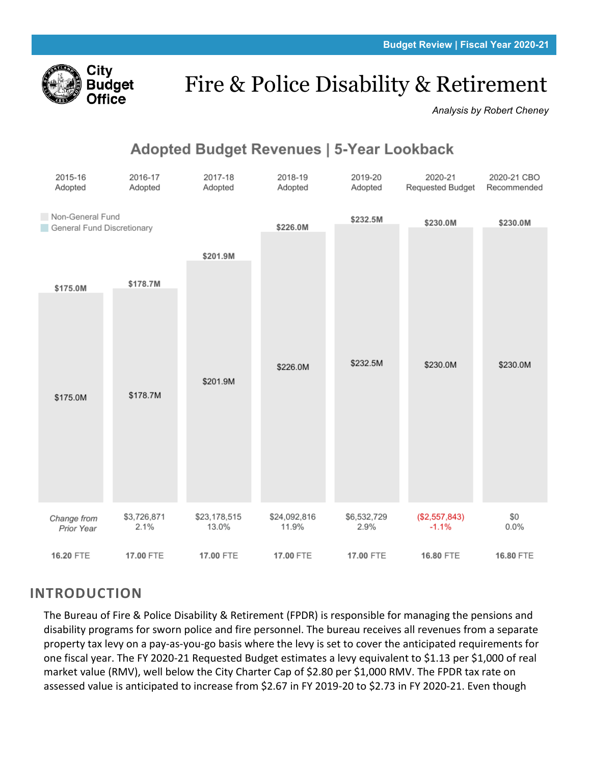Budget Review | Fiscal Year 2020-21

City Budget Office

# Fire & Police Disability & Retirement

*Analysis by Robert Cheney*

## Adopted Budget Revenues | 5-Year Lookback

| | 2015-16 Adopted | 2016-17 Adopted | 2017-18 Adopted | 2018-19 Adopted | 2019-20 Adopted | 2020-21 Requested Budget | 2020-21 CBO Recommended |
|---|---|---|---|---|---|---|---|
| Total | $175.0M | $178.7M | $201.9M | $226.0M | $232.5M | $230.0M | $230.0M |
| Non-General Fund | $175.0M | $178.7M | $201.9M | $226.0M | $232.5M | $230.0M | $230.0M |
| *Change from Prior Year* | | $3,726,871<br>2.1% | $23,178,515<br>13.0% | $24,092,816<br>11.9% | $6,532,729<br>2.9% | ($2,557,843)<br>-1.1% | $0<br>0.0% |
| FTE | 16.20 FTE | 17.00 FTE | 17.00 FTE | 17.00 FTE | 17.00 FTE | 16.80 FTE | 16.80 FTE |

Legend: Non-General Fund; General Fund Discretionary

## INTRODUCTION

The Bureau of Fire & Police Disability & Retirement (FPDR) is responsible for managing the pensions and disability programs for sworn police and fire personnel. The bureau receives all revenues from a separate property tax levy on a pay-as-you-go basis where the levy is set to cover the anticipated requirements for one fiscal year. The FY 2020-21 Requested Budget estimates a levy equivalent to $1.13 per $1,000 of real market value (RMV), well below the City Charter Cap of $2.80 per $1,000 RMV. The FPDR tax rate on assessed value is anticipated to increase from $2.67 in FY 2019-20 to $2.73 in FY 2020-21. Even though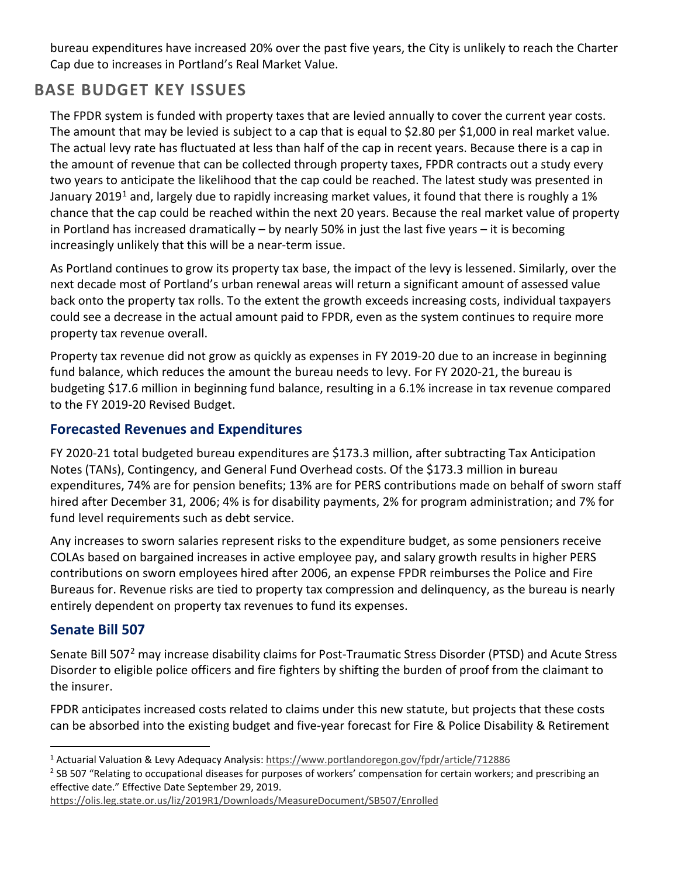bureau expenditures have increased 20% over the past five years, the City is unlikely to reach the Charter Cap due to increases in Portland's Real Market Value.

## BASE BUDGET KEY ISSUES

The FPDR system is funded with property taxes that are levied annually to cover the current year costs. The amount that may be levied is subject to a cap that is equal to $2.80 per $1,000 in real market value. The actual levy rate has fluctuated at less than half of the cap in recent years. Because there is a cap in the amount of revenue that can be collected through property taxes, FPDR contracts out a study every two years to anticipate the likelihood that the cap could be reached. The latest study was presented in January 2019[1] and, largely due to rapidly increasing market values, it found that there is roughly a 1% chance that the cap could be reached within the next 20 years. Because the real market value of property in Portland has increased dramatically – by nearly 50% in just the last five years – it is becoming increasingly unlikely that this will be a near-term issue.

As Portland continues to grow its property tax base, the impact of the levy is lessened. Similarly, over the next decade most of Portland's urban renewal areas will return a significant amount of assessed value back onto the property tax rolls. To the extent the growth exceeds increasing costs, individual taxpayers could see a decrease in the actual amount paid to FPDR, even as the system continues to require more property tax revenue overall.

Property tax revenue did not grow as quickly as expenses in FY 2019-20 due to an increase in beginning fund balance, which reduces the amount the bureau needs to levy. For FY 2020-21, the bureau is budgeting $17.6 million in beginning fund balance, resulting in a 6.1% increase in tax revenue compared to the FY 2019-20 Revised Budget.

### Forecasted Revenues and Expenditures

FY 2020-21 total budgeted bureau expenditures are $173.3 million, after subtracting Tax Anticipation Notes (TANs), Contingency, and General Fund Overhead costs. Of the $173.3 million in bureau expenditures, 74% are for pension benefits; 13% are for PERS contributions made on behalf of sworn staff hired after December 31, 2006; 4% is for disability payments, 2% for program administration; and 7% for fund level requirements such as debt service.

Any increases to sworn salaries represent risks to the expenditure budget, as some pensioners receive COLAs based on bargained increases in active employee pay, and salary growth results in higher PERS contributions on sworn employees hired after 2006, an expense FPDR reimburses the Police and Fire Bureaus for. Revenue risks are tied to property tax compression and delinquency, as the bureau is nearly entirely dependent on property tax revenues to fund its expenses.

### Senate Bill 507

Senate Bill 507[2] may increase disability claims for Post-Traumatic Stress Disorder (PTSD) and Acute Stress Disorder to eligible police officers and fire fighters by shifting the burden of proof from the claimant to the insurer.

FPDR anticipates increased costs related to claims under this new statute, but projects that these costs can be absorbed into the existing budget and five-year forecast for Fire & Police Disability & Retirement

---

[1] Actuarial Valuation & Levy Adequacy Analysis: https://www.portlandoregon.gov/fpdr/article/712886

[2] SB 507 "Relating to occupational diseases for purposes of workers' compensation for certain workers; and prescribing an effective date." Effective Date September 29, 2019. https://olis.leg.state.or.us/liz/2019R1/Downloads/MeasureDocument/SB507/Enrolled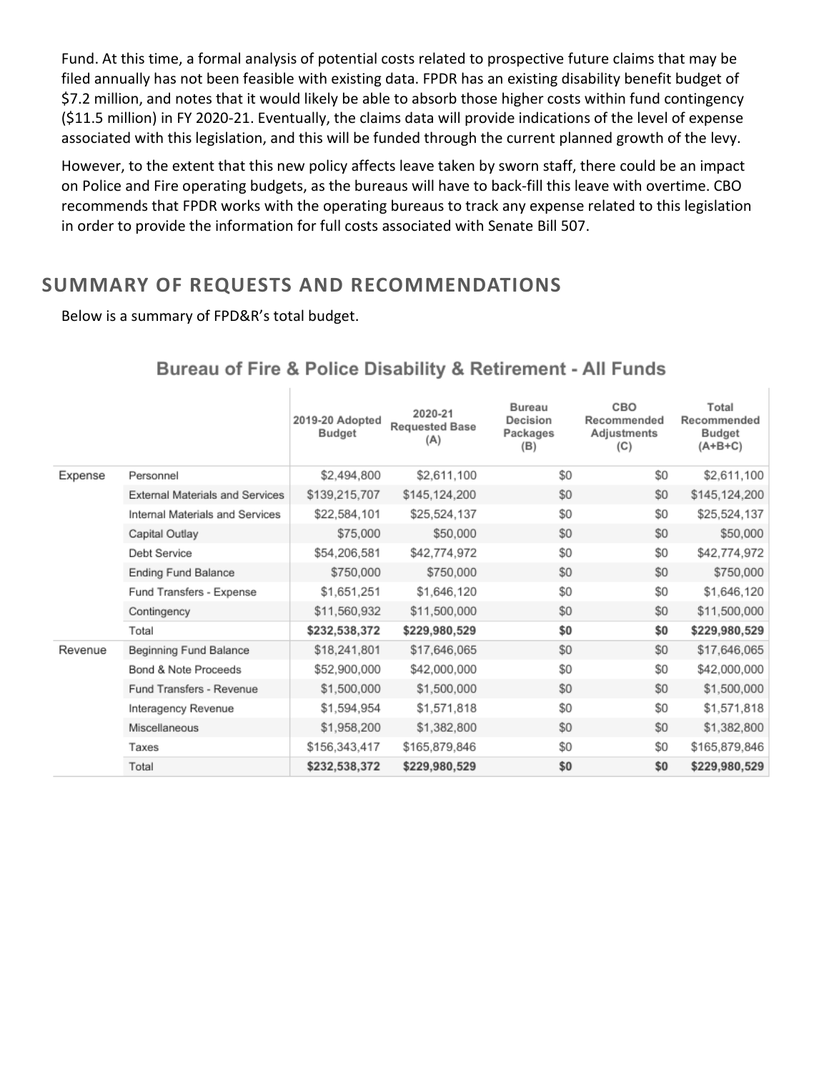Fund. At this time, a formal analysis of potential costs related to prospective future claims that may be filed annually has not been feasible with existing data. FPDR has an existing disability benefit budget of $7.2 million, and notes that it would likely be able to absorb those higher costs within fund contingency ($11.5 million) in FY 2020-21. Eventually, the claims data will provide indications of the level of expense associated with this legislation, and this will be funded through the current planned growth of the levy.

However, to the extent that this new policy affects leave taken by sworn staff, there could be an impact on Police and Fire operating budgets, as the bureaus will have to back-fill this leave with overtime. CBO recommends that FPDR works with the operating bureaus to track any expense related to this legislation in order to provide the information for full costs associated with Senate Bill 507.

## SUMMARY OF REQUESTS AND RECOMMENDATIONS

Below is a summary of FPD&R's total budget.

### Bureau of Fire & Police Disability & Retirement - All Funds

| | | 2019-20 Adopted Budget | 2020-21 Requested Base (A) | Bureau Decision Packages (B) | CBO Recommended Adjustments (C) | Total Recommended Budget (A+B+C) |
|---|---|---|---|---|---|---|
| Expense | Personnel | $2,494,800 | $2,611,100 | $0 | $0 | $2,611,100 |
| | External Materials and Services | $139,215,707 | $145,124,200 | $0 | $0 | $145,124,200 |
| | Internal Materials and Services | $22,584,101 | $25,524,137 | $0 | $0 | $25,524,137 |
| | Capital Outlay | $75,000 | $50,000 | $0 | $0 | $50,000 |
| | Debt Service | $54,206,581 | $42,774,972 | $0 | $0 | $42,774,972 |
| | Ending Fund Balance | $750,000 | $750,000 | $0 | $0 | $750,000 |
| | Fund Transfers - Expense | $1,651,251 | $1,646,120 | $0 | $0 | $1,646,120 |
| | Contingency | $11,560,932 | $11,500,000 | $0 | $0 | $11,500,000 |
| | Total | **$232,538,372** | **$229,980,529** | **$0** | **$0** | **$229,980,529** |
| Revenue | Beginning Fund Balance | $18,241,801 | $17,646,065 | $0 | $0 | $17,646,065 |
| | Bond & Note Proceeds | $52,900,000 | $42,000,000 | $0 | $0 | $42,000,000 |
| | Fund Transfers - Revenue | $1,500,000 | $1,500,000 | $0 | $0 | $1,500,000 |
| | Interagency Revenue | $1,594,954 | $1,571,818 | $0 | $0 | $1,571,818 |
| | Miscellaneous | $1,958,200 | $1,382,800 | $0 | $0 | $1,382,800 |
| | Taxes | $156,343,417 | $165,879,846 | $0 | $0 | $165,879,846 |
| | Total | **$232,538,372** | **$229,980,529** | **$0** | **$0** | **$229,980,529** |